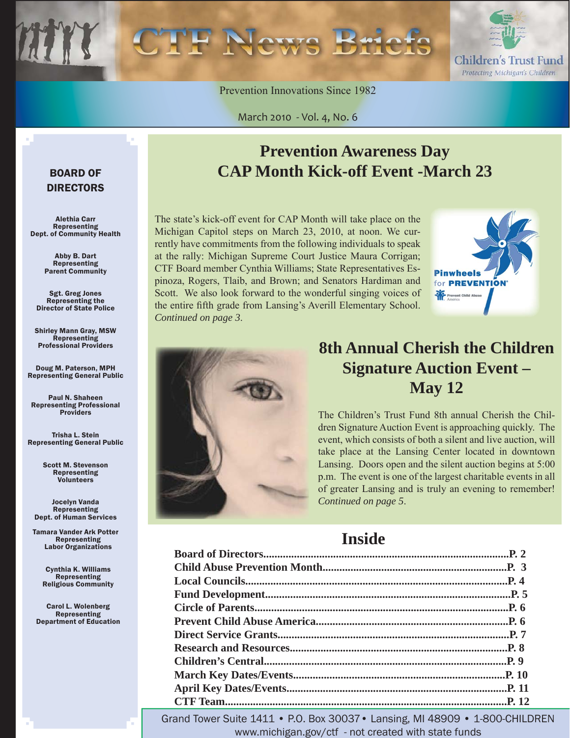# CTF News Briefs

Children's Trust Fund
*Protecting Michigan's Children*

Prevention Innovations Since 1982

March 2010 - Vol. 4, No. 6

## BOARD OF DIRECTORS

**Alethia Carr**
Representing
Dept. of Community Health

**Abby B. Dart**
Representing
Parent Community

**Sgt. Greg Jones**
Representing the
Director of State Police

**Shirley Mann Gray, MSW**
Representing
Professional Providers

**Doug M. Paterson, MPH**
Representing General Public

**Paul N. Shaheen**
Representing Professional
Providers

**Trisha L. Stein**
Representing General Public

**Scott M. Stevenson**
Representing
Volunteers

**Jocelyn Vanda**
Representing
Dept. of Human Services

**Tamara Vander Ark Potter**
Representing
Labor Organizations

**Cynthia K. Williams**
Representing
Religious Community

**Carol L. Wolenberg**
Representing
Department of Education

## Prevention Awareness Day CAP Month Kick-off Event -March 23

The state's kick-off event for CAP Month will take place on the Michigan Capitol steps on March 23, 2010, at noon. We currently have commitments from the following individuals to speak at the rally: Michigan Supreme Court Justice Maura Corrigan; CTF Board member Cynthia Williams; State Representatives Espinoza, Rogers, Tlaib, and Brown; and Senators Hardiman and Scott. We also look forward to the wonderful singing voices of the entire fifth grade from Lansing's Averill Elementary School. *Continued on page 3.*

Pinwheels for PREVENTION

## 8th Annual Cherish the Children Signature Auction Event – May 12

The Children's Trust Fund 8th annual Cherish the Children Signature Auction Event is approaching quickly. The event, which consists of both a silent and live auction, will take place at the Lansing Center located in downtown Lansing. Doors open and the silent auction begins at 5:00 p.m. The event is one of the largest charitable events in all of greater Lansing and is truly an evening to remember! *Continued on page 5.*

## Inside

**Board of Directors....P. 2**
**Child Abuse Prevention Month....P. 3**
**Local Councils....P. 4**
**Fund Development....P. 5**
**Circle of Parents....P. 6**
**Prevent Child Abuse America....P. 6**
**Direct Service Grants....P. 7**
**Research and Resources....P. 8**
**Children's Central....P. 9**
**March Key Dates/Events....P. 10**
**April Key Dates/Events....P. 11**
**CTF Team....P. 12**

Grand Tower Suite 1411 • P.O. Box 30037 • Lansing, MI 48909 • 1-800-CHILDREN
www.michigan.gov/ctf - not created with state funds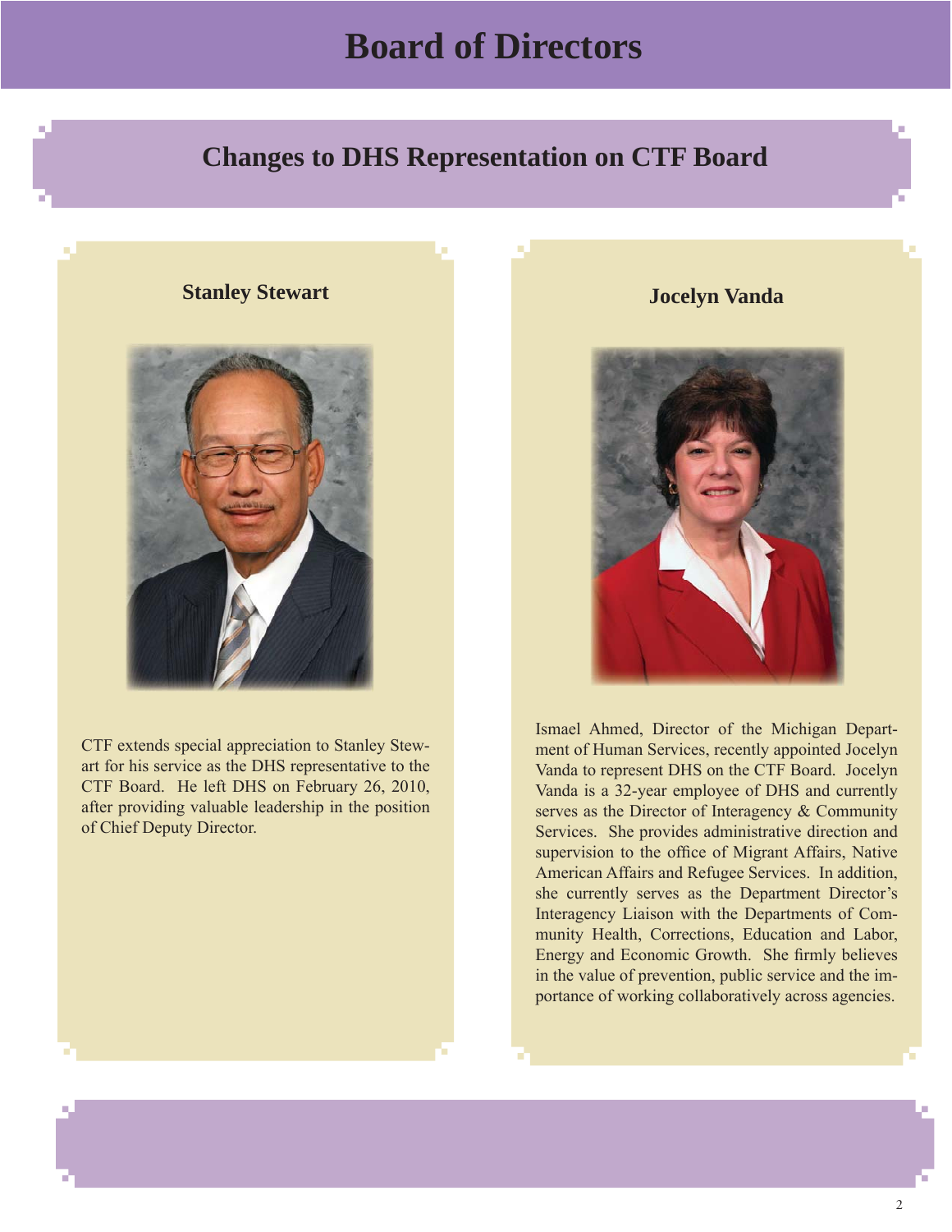# Board of Directors

## Changes to DHS Representation on CTF Board

### Stanley Stewart

CTF extends special appreciation to Stanley Stewart for his service as the DHS representative to the CTF Board. He left DHS on February 26, 2010, after providing valuable leadership in the position of Chief Deputy Director.

### Jocelyn Vanda

Ismael Ahmed, Director of the Michigan Department of Human Services, recently appointed Jocelyn Vanda to represent DHS on the CTF Board. Jocelyn Vanda is a 32-year employee of DHS and currently serves as the Director of Interagency & Community Services. She provides administrative direction and supervision to the office of Migrant Affairs, Native American Affairs and Refugee Services. In addition, she currently serves as the Department Director's Interagency Liaison with the Departments of Community Health, Corrections, Education and Labor, Energy and Economic Growth. She firmly believes in the value of prevention, public service and the importance of working collaboratively across agencies.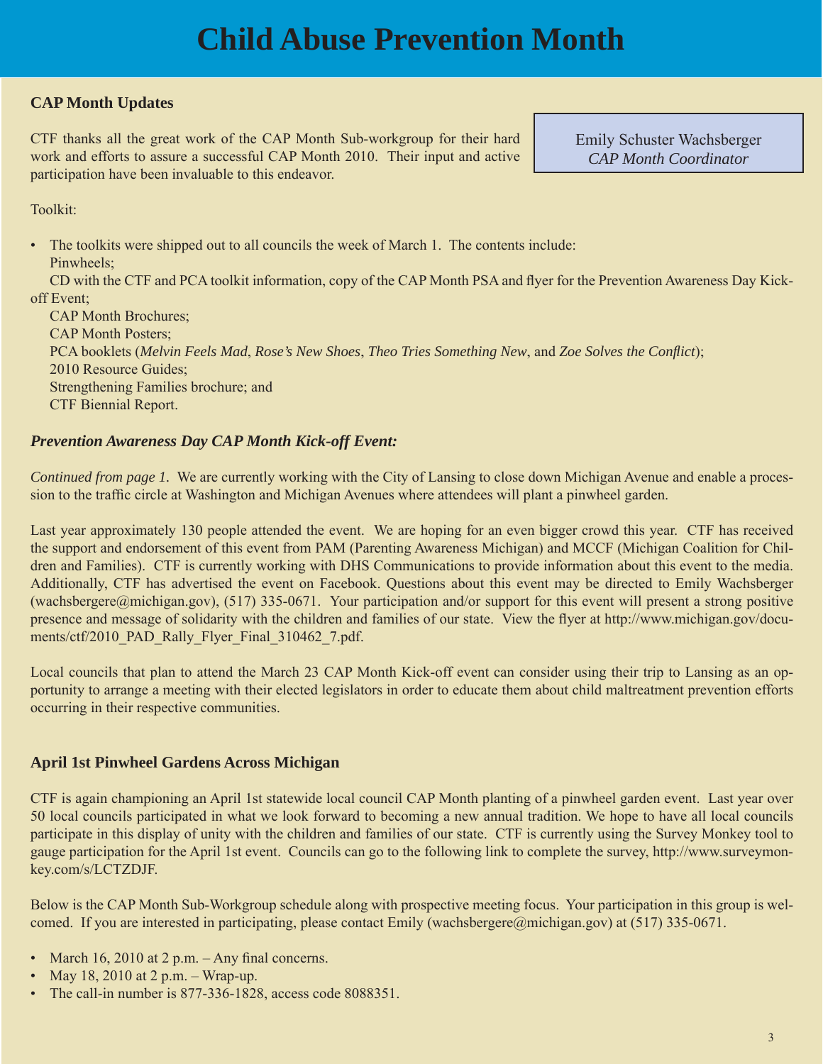# Child Abuse Prevention Month

## CAP Month Updates

CTF thanks all the great work of the CAP Month Sub-workgroup for their hard work and efforts to assure a successful CAP Month 2010. Their input and active participation have been invaluable to this endeavor.

Emily Schuster Wachsberger
*CAP Month Coordinator*

Toolkit:

- The toolkits were shipped out to all councils the week of March 1. The contents include:
  Pinwheels;
  CD with the CTF and PCA toolkit information, copy of the CAP Month PSA and flyer for the Prevention Awareness Day Kick-off Event;
  CAP Month Brochures;
  CAP Month Posters;
  PCA booklets (*Melvin Feels Mad*, *Rose's New Shoes*, *Theo Tries Something New*, and *Zoe Solves the Conflict*);
  2010 Resource Guides;
  Strengthening Families brochure; and
  CTF Biennial Report.

### *Prevention Awareness Day CAP Month Kick-off Event:*

*Continued from page 1.* We are currently working with the City of Lansing to close down Michigan Avenue and enable a procession to the traffic circle at Washington and Michigan Avenues where attendees will plant a pinwheel garden.

Last year approximately 130 people attended the event. We are hoping for an even bigger crowd this year. CTF has received the support and endorsement of this event from PAM (Parenting Awareness Michigan) and MCCF (Michigan Coalition for Children and Families). CTF is currently working with DHS Communications to provide information about this event to the media. Additionally, CTF has advertised the event on Facebook. Questions about this event may be directed to Emily Wachsberger (wachsbergere@michigan.gov), (517) 335-0671. Your participation and/or support for this event will present a strong positive presence and message of solidarity with the children and families of our state. View the flyer at http://www.michigan.gov/documents/ctf/2010_PAD_Rally_Flyer_Final_310462_7.pdf.

Local councils that plan to attend the March 23 CAP Month Kick-off event can consider using their trip to Lansing as an opportunity to arrange a meeting with their elected legislators in order to educate them about child maltreatment prevention efforts occurring in their respective communities.

## April 1st Pinwheel Gardens Across Michigan

CTF is again championing an April 1st statewide local council CAP Month planting of a pinwheel garden event. Last year over 50 local councils participated in what we look forward to becoming a new annual tradition. We hope to have all local councils participate in this display of unity with the children and families of our state. CTF is currently using the Survey Monkey tool to gauge participation for the April 1st event. Councils can go to the following link to complete the survey, http://www.surveymonkey.com/s/LCTZDJF.

Below is the CAP Month Sub-Workgroup schedule along with prospective meeting focus. Your participation in this group is welcomed. If you are interested in participating, please contact Emily (wachsbergere@michigan.gov) at (517) 335-0671.

- March 16, 2010 at 2 p.m. – Any final concerns.
- May 18, 2010 at 2 p.m. – Wrap-up.
- The call-in number is 877-336-1828, access code 8088351.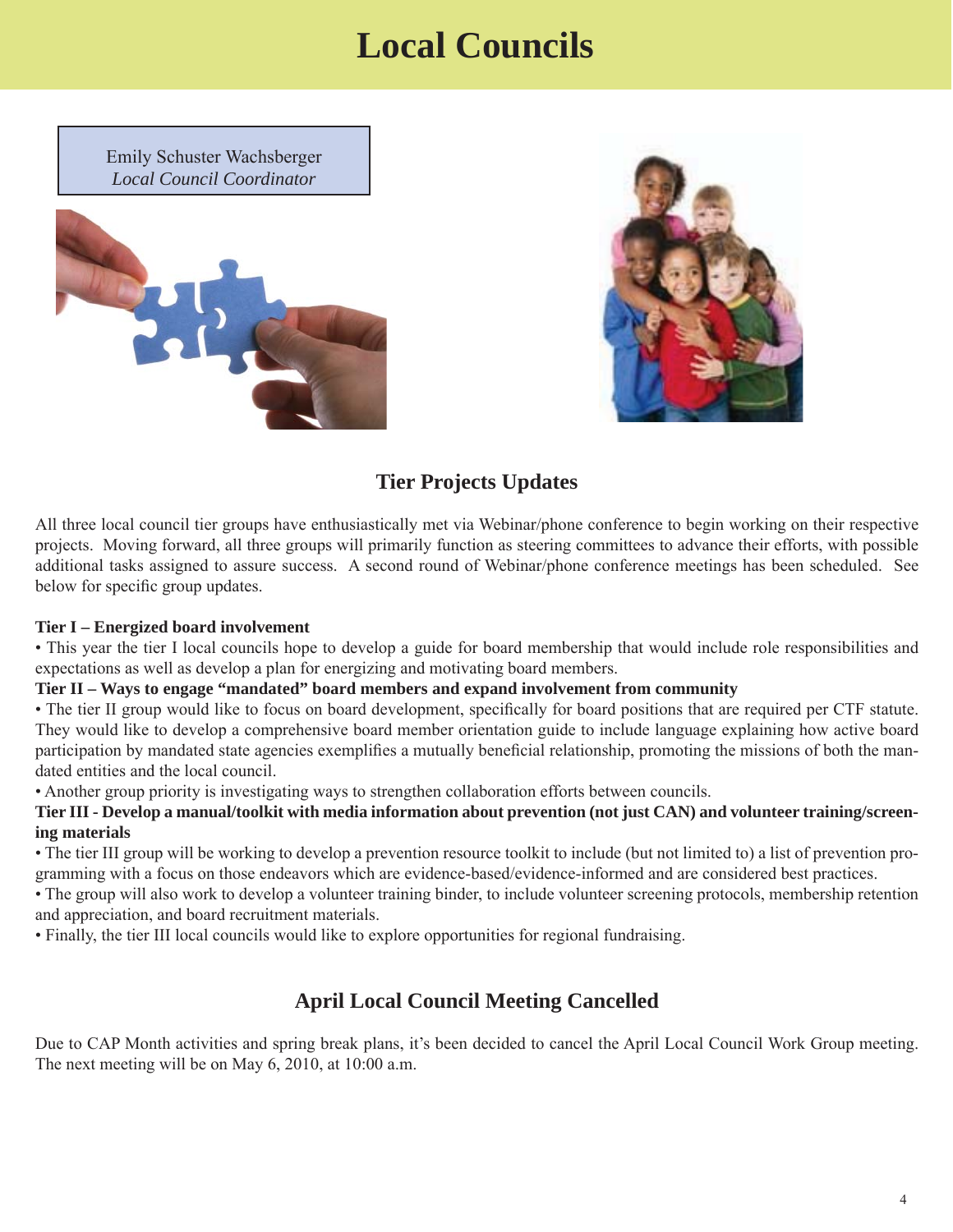# Local Councils

Emily Schuster Wachsberger
*Local Council Coordinator*

## Tier Projects Updates

All three local council tier groups have enthusiastically met via Webinar/phone conference to begin working on their respective projects. Moving forward, all three groups will primarily function as steering committees to advance their efforts, with possible additional tasks assigned to assure success. A second round of Webinar/phone conference meetings has been scheduled. See below for specific group updates.

**Tier I – Energized board involvement**

• This year the tier I local councils hope to develop a guide for board membership that would include role responsibilities and expectations as well as develop a plan for energizing and motivating board members.

**Tier II – Ways to engage "mandated" board members and expand involvement from community**

• The tier II group would like to focus on board development, specifically for board positions that are required per CTF statute. They would like to develop a comprehensive board member orientation guide to include language explaining how active board participation by mandated state agencies exemplifies a mutually beneficial relationship, promoting the missions of both the mandated entities and the local council.

• Another group priority is investigating ways to strengthen collaboration efforts between councils.

**Tier III - Develop a manual/toolkit with media information about prevention (not just CAN) and volunteer training/screening materials**

• The tier III group will be working to develop a prevention resource toolkit to include (but not limited to) a list of prevention programming with a focus on those endeavors which are evidence-based/evidence-informed and are considered best practices.

• The group will also work to develop a volunteer training binder, to include volunteer screening protocols, membership retention and appreciation, and board recruitment materials.

• Finally, the tier III local councils would like to explore opportunities for regional fundraising.

## April Local Council Meeting Cancelled

Due to CAP Month activities and spring break plans, it's been decided to cancel the April Local Council Work Group meeting. The next meeting will be on May 6, 2010, at 10:00 a.m.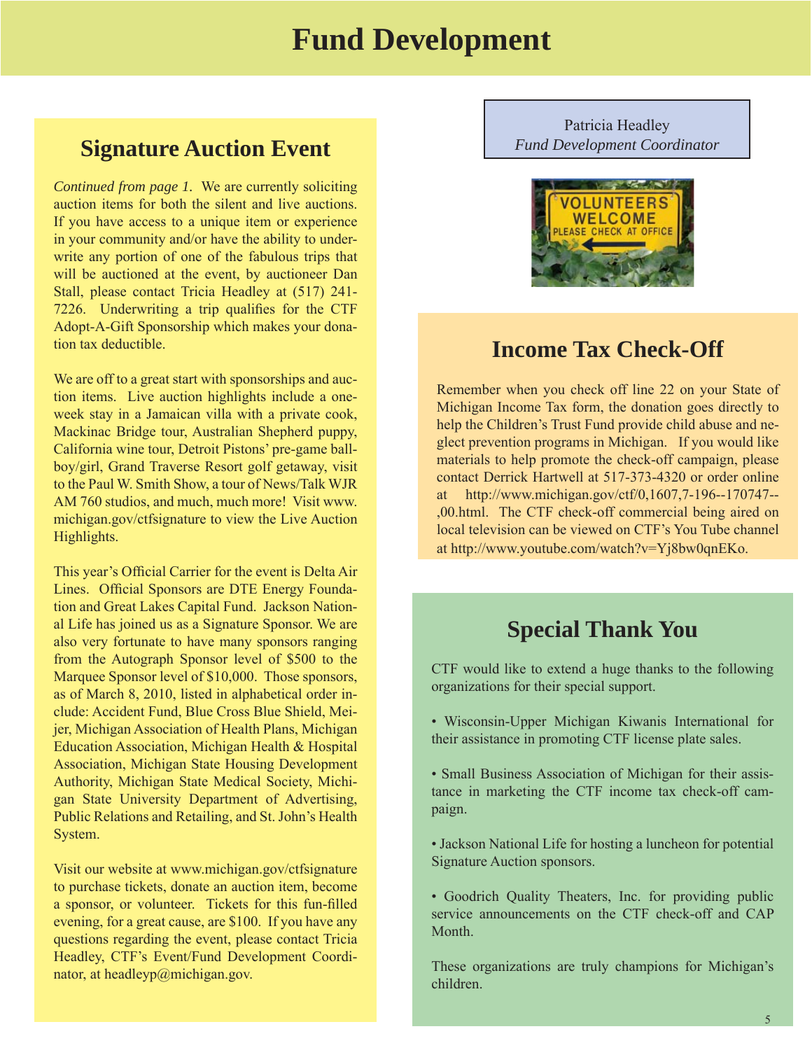# Fund Development

## Signature Auction Event

*Continued from page 1.* We are currently soliciting auction items for both the silent and live auctions. If you have access to a unique item or experience in your community and/or have the ability to underwrite any portion of one of the fabulous trips that will be auctioned at the event, by auctioneer Dan Stall, please contact Tricia Headley at (517) 241-7226. Underwriting a trip qualifies for the CTF Adopt-A-Gift Sponsorship which makes your donation tax deductible.

We are off to a great start with sponsorships and auction items. Live auction highlights include a one-week stay in a Jamaican villa with a private cook, Mackinac Bridge tour, Australian Shepherd puppy, California wine tour, Detroit Pistons' pre-game ballboy/girl, Grand Traverse Resort golf getaway, visit to the Paul W. Smith Show, a tour of News/Talk WJR AM 760 studios, and much, much more! Visit www.michigan.gov/ctfsignature to view the Live Auction Highlights.

This year's Official Carrier for the event is Delta Air Lines. Official Sponsors are DTE Energy Foundation and Great Lakes Capital Fund. Jackson National Life has joined us as a Signature Sponsor. We are also very fortunate to have many sponsors ranging from the Autograph Sponsor level of $500 to the Marquee Sponsor level of $10,000. Those sponsors, as of March 8, 2010, listed in alphabetical order include: Accident Fund, Blue Cross Blue Shield, Meijer, Michigan Association of Health Plans, Michigan Education Association, Michigan Health & Hospital Association, Michigan State Housing Development Authority, Michigan State Medical Society, Michigan State University Department of Advertising, Public Relations and Retailing, and St. John's Health System.

Visit our website at www.michigan.gov/ctfsignature to purchase tickets, donate an auction item, become a sponsor, or volunteer. Tickets for this fun-filled evening, for a great cause, are $100. If you have any questions regarding the event, please contact Tricia Headley, CTF's Event/Fund Development Coordinator, at headleyp@michigan.gov.

Patricia Headley
*Fund Development Coordinator*

## Income Tax Check-Off

Remember when you check off line 22 on your State of Michigan Income Tax form, the donation goes directly to help the Children's Trust Fund provide child abuse and neglect prevention programs in Michigan. If you would like materials to help promote the check-off campaign, please contact Derrick Hartwell at 517-373-4320 or order online at http://www.michigan.gov/ctf/0,1607,7-196--170747--,00.html. The CTF check-off commercial being aired on local television can be viewed on CTF's You Tube channel at http://www.youtube.com/watch?v=Yj8bw0qnEKo.

## Special Thank You

CTF would like to extend a huge thanks to the following organizations for their special support.

- Wisconsin-Upper Michigan Kiwanis International for their assistance in promoting CTF license plate sales.
- Small Business Association of Michigan for their assistance in marketing the CTF income tax check-off campaign.
- Jackson National Life for hosting a luncheon for potential Signature Auction sponsors.
- Goodrich Quality Theaters, Inc. for providing public service announcements on the CTF check-off and CAP Month.

These organizations are truly champions for Michigan's children.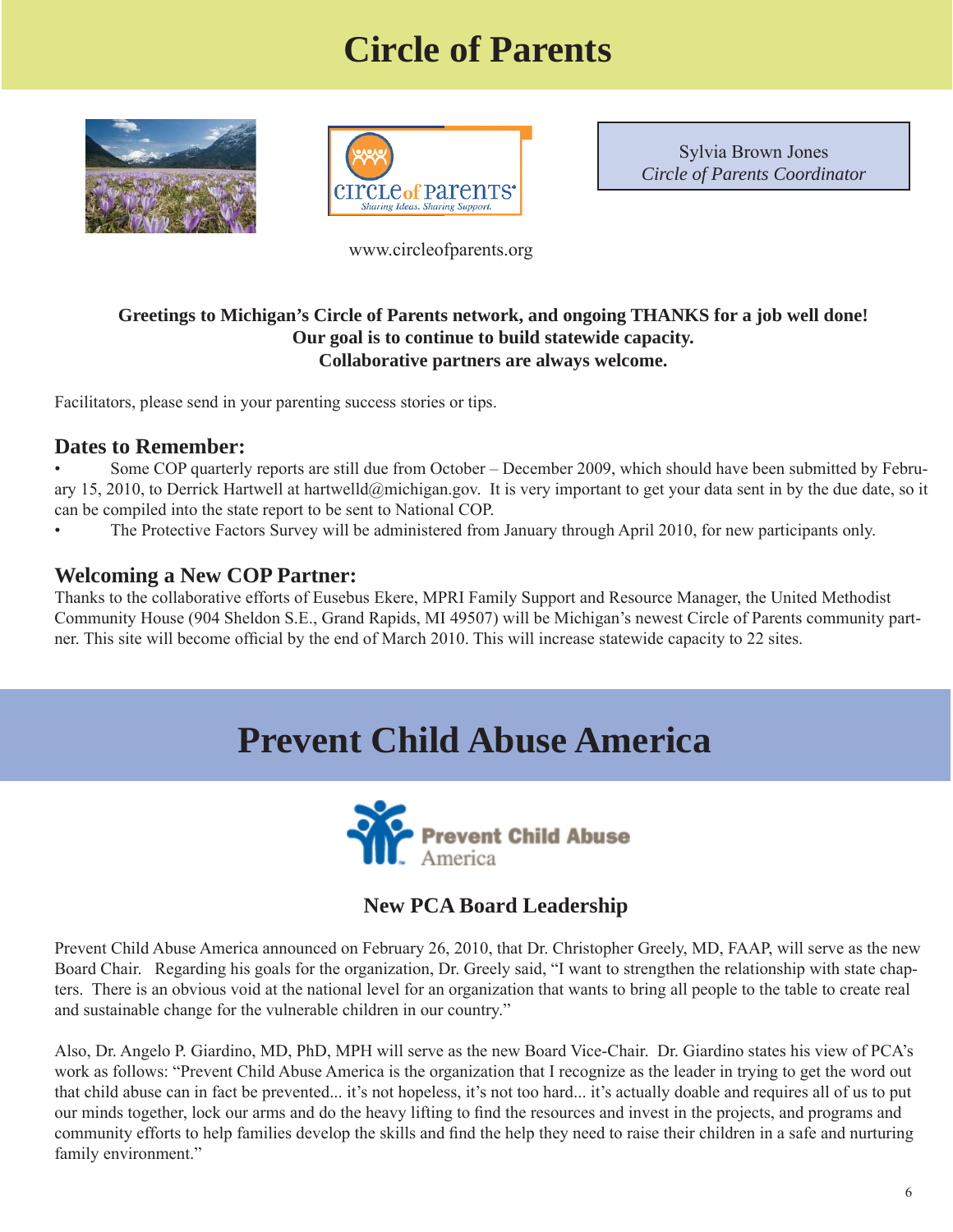# Circle of Parents

Sylvia Brown Jones
*Circle of Parents Coordinator*

www.circleofparents.org

**Greetings to Michigan's Circle of Parents network, and ongoing THANKS for a job well done!**
**Our goal is to continue to build statewide capacity.**
**Collaborative partners are always welcome.**

Facilitators, please send in your parenting success stories or tips.

### Dates to Remember:

- Some COP quarterly reports are still due from October – December 2009, which should have been submitted by February 15, 2010, to Derrick Hartwell at hartwelld@michigan.gov. It is very important to get your data sent in by the due date, so it can be compiled into the state report to be sent to National COP.
- The Protective Factors Survey will be administered from January through April 2010, for new participants only.

### Welcoming a New COP Partner:

Thanks to the collaborative efforts of Eusebus Ekere, MPRI Family Support and Resource Manager, the United Methodist Community House (904 Sheldon S.E., Grand Rapids, MI 49507) will be Michigan's newest Circle of Parents community partner. This site will become official by the end of March 2010. This will increase statewide capacity to 22 sites.

# Prevent Child Abuse America

## New PCA Board Leadership

Prevent Child Abuse America announced on February 26, 2010, that Dr. Christopher Greely, MD, FAAP, will serve as the new Board Chair. Regarding his goals for the organization, Dr. Greely said, "I want to strengthen the relationship with state chapters. There is an obvious void at the national level for an organization that wants to bring all people to the table to create real and sustainable change for the vulnerable children in our country."

Also, Dr. Angelo P. Giardino, MD, PhD, MPH will serve as the new Board Vice-Chair. Dr. Giardino states his view of PCA's work as follows: "Prevent Child Abuse America is the organization that I recognize as the leader in trying to get the word out that child abuse can in fact be prevented... it's not hopeless, it's not too hard... it's actually doable and requires all of us to put our minds together, lock our arms and do the heavy lifting to find the resources and invest in the projects, and programs and community efforts to help families develop the skills and find the help they need to raise their children in a safe and nurturing family environment."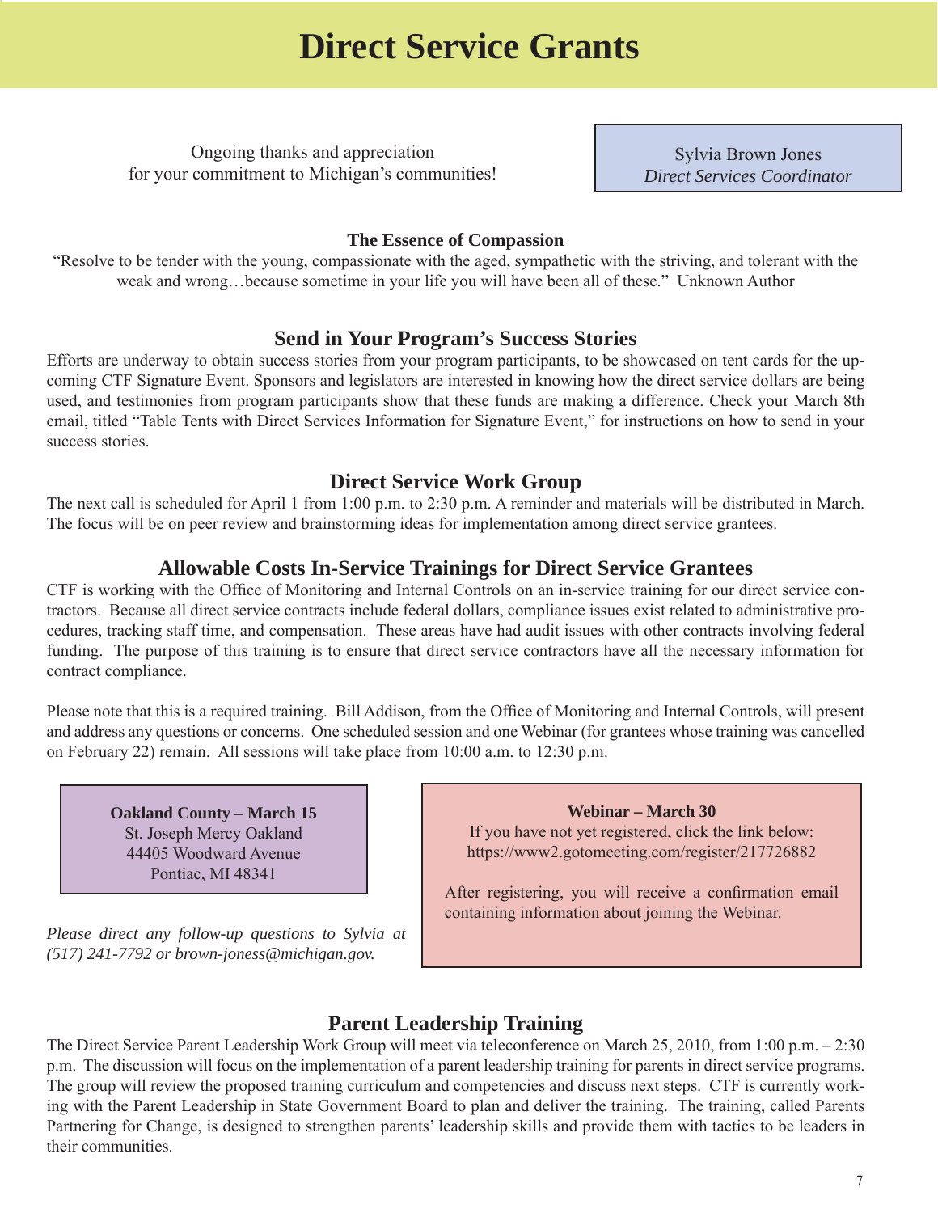# Direct Service Grants

Ongoing thanks and appreciation
for your commitment to Michigan's communities!

Sylvia Brown Jones
*Direct Services Coordinator*

**The Essence of Compassion**

"Resolve to be tender with the young, compassionate with the aged, sympathetic with the striving, and tolerant with the weak and wrong…because sometime in your life you will have been all of these." Unknown Author

## Send in Your Program's Success Stories

Efforts are underway to obtain success stories from your program participants, to be showcased on tent cards for the upcoming CTF Signature Event. Sponsors and legislators are interested in knowing how the direct service dollars are being used, and testimonies from program participants show that these funds are making a difference. Check your March 8th email, titled "Table Tents with Direct Services Information for Signature Event," for instructions on how to send in your success stories.

## Direct Service Work Group

The next call is scheduled for April 1 from 1:00 p.m. to 2:30 p.m. A reminder and materials will be distributed in March. The focus will be on peer review and brainstorming ideas for implementation among direct service grantees.

## Allowable Costs In-Service Trainings for Direct Service Grantees

CTF is working with the Office of Monitoring and Internal Controls on an in-service training for our direct service contractors. Because all direct service contracts include federal dollars, compliance issues exist related to administrative procedures, tracking staff time, and compensation. These areas have had audit issues with other contracts involving federal funding. The purpose of this training is to ensure that direct service contractors have all the necessary information for contract compliance.

Please note that this is a required training. Bill Addison, from the Office of Monitoring and Internal Controls, will present and address any questions or concerns. One scheduled session and one Webinar (for grantees whose training was cancelled on February 22) remain. All sessions will take place from 10:00 a.m. to 12:30 p.m.

**Oakland County – March 15**
St. Joseph Mercy Oakland
44405 Woodward Avenue
Pontiac, MI 48341

*Please direct any follow-up questions to Sylvia at (517) 241-7792 or brown-joness@michigan.gov.*

**Webinar – March 30**
If you have not yet registered, click the link below:
https://www2.gotomeeting.com/register/217726882

After registering, you will receive a confirmation email containing information about joining the Webinar.

## Parent Leadership Training

The Direct Service Parent Leadership Work Group will meet via teleconference on March 25, 2010, from 1:00 p.m. – 2:30 p.m. The discussion will focus on the implementation of a parent leadership training for parents in direct service programs. The group will review the proposed training curriculum and competencies and discuss next steps. CTF is currently working with the Parent Leadership in State Government Board to plan and deliver the training. The training, called Parents Partnering for Change, is designed to strengthen parents' leadership skills and provide them with tactics to be leaders in their communities.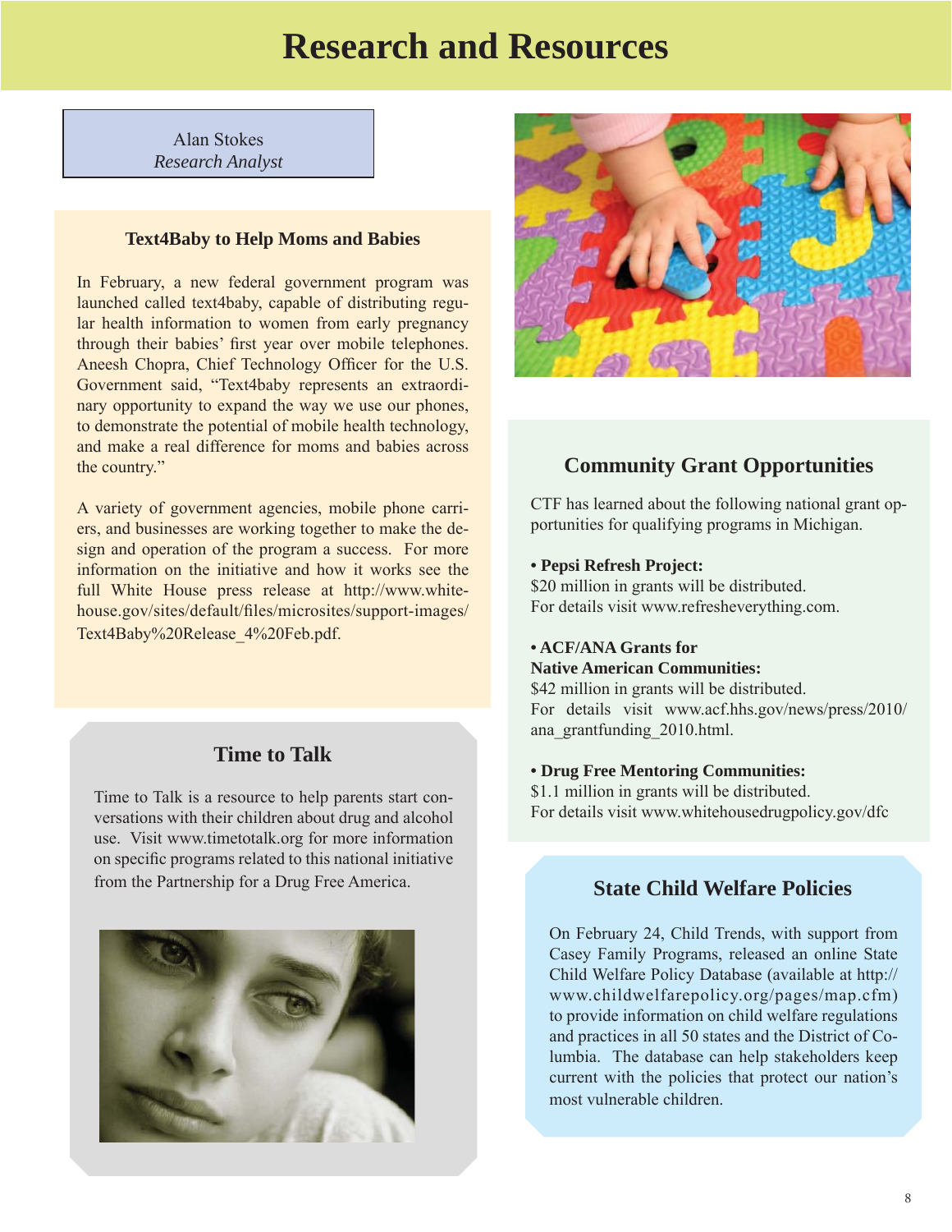# Research and Resources

Alan Stokes
*Research Analyst*

## Text4Baby to Help Moms and Babies

In February, a new federal government program was launched called text4baby, capable of distributing regular health information to women from early pregnancy through their babies' first year over mobile telephones. Aneesh Chopra, Chief Technology Officer for the U.S. Government said, "Text4baby represents an extraordinary opportunity to expand the way we use our phones, to demonstrate the potential of mobile health technology, and make a real difference for moms and babies across the country."

A variety of government agencies, mobile phone carriers, and businesses are working together to make the design and operation of the program a success. For more information on the initiative and how it works see the full White House press release at http://www.whitehouse.gov/sites/default/files/microsites/support-images/Text4Baby%20Release_4%20Feb.pdf.

## Time to Talk

Time to Talk is a resource to help parents start conversations with their children about drug and alcohol use. Visit www.timetotalk.org for more information on specific programs related to this national initiative from the Partnership for a Drug Free America.

## Community Grant Opportunities

CTF has learned about the following national grant opportunities for qualifying programs in Michigan.

- **Pepsi Refresh Project:**
  $20 million in grants will be distributed.
  For details visit www.refresheverything.com.

- **ACF/ANA Grants for Native American Communities:**
  $42 million in grants will be distributed.
  For details visit www.acf.hhs.gov/news/press/2010/ana_grantfunding_2010.html.

- **Drug Free Mentoring Communities:**
  $1.1 million in grants will be distributed.
  For details visit www.whitehousedrugpolicy.gov/dfc

## State Child Welfare Policies

On February 24, Child Trends, with support from Casey Family Programs, released an online State Child Welfare Policy Database (available at http://www.childwelfarepolicy.org/pages/map.cfm) to provide information on child welfare regulations and practices in all 50 states and the District of Columbia. The database can help stakeholders keep current with the policies that protect our nation's most vulnerable children.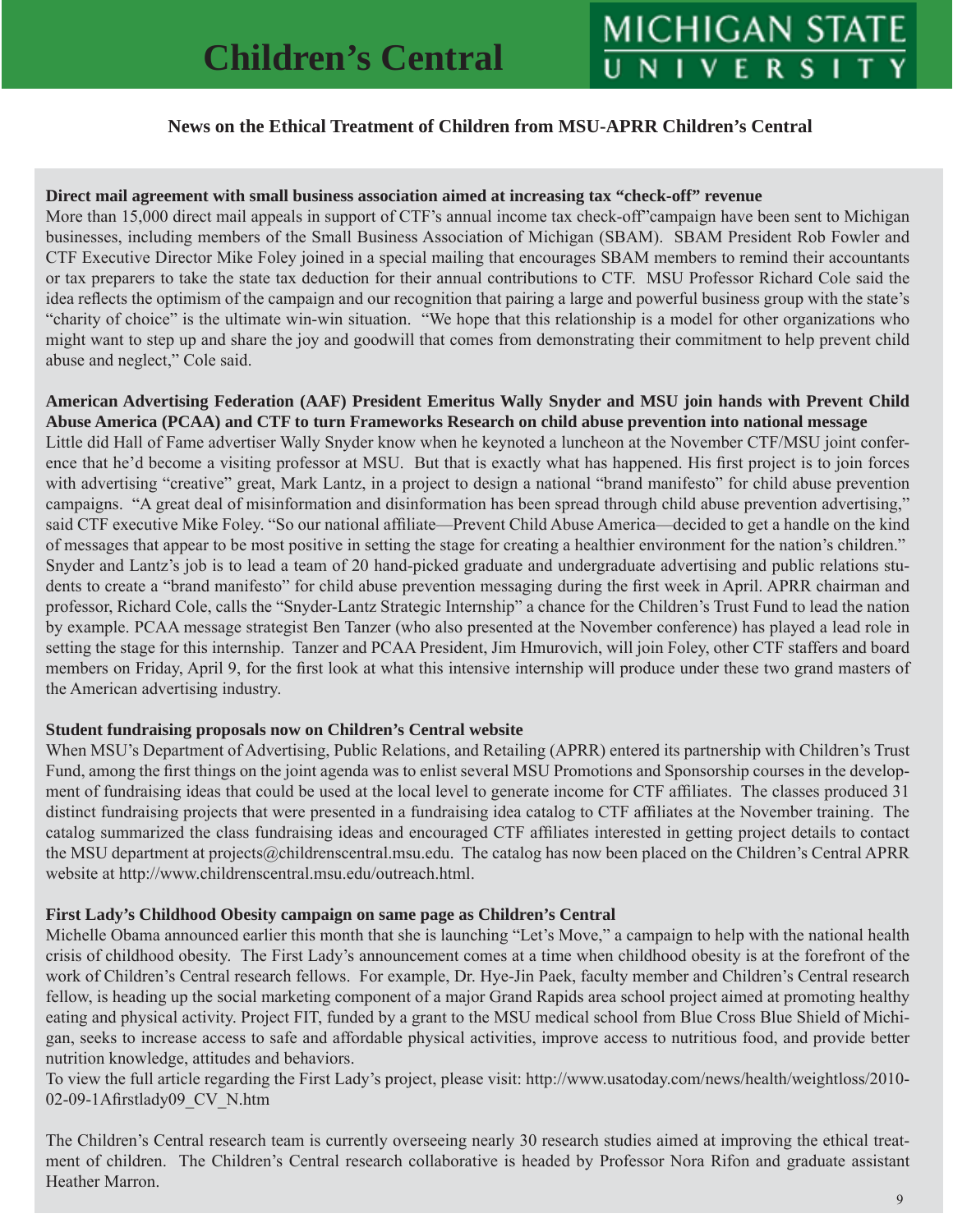# Children's Central

MICHIGAN STATE UNIVERSITY

**News on the Ethical Treatment of Children from MSU-APRR Children's Central**

**Direct mail agreement with small business association aimed at increasing tax "check-off" revenue**

More than 15,000 direct mail appeals in support of CTF's annual income tax check-off"campaign have been sent to Michigan businesses, including members of the Small Business Association of Michigan (SBAM). SBAM President Rob Fowler and CTF Executive Director Mike Foley joined in a special mailing that encourages SBAM members to remind their accountants or tax preparers to take the state tax deduction for their annual contributions to CTF. MSU Professor Richard Cole said the idea reflects the optimism of the campaign and our recognition that pairing a large and powerful business group with the state's "charity of choice" is the ultimate win-win situation. "We hope that this relationship is a model for other organizations who might want to step up and share the joy and goodwill that comes from demonstrating their commitment to help prevent child abuse and neglect," Cole said.

**American Advertising Federation (AAF) President Emeritus Wally Snyder and MSU join hands with Prevent Child Abuse America (PCAA) and CTF to turn Frameworks Research on child abuse prevention into national message**

Little did Hall of Fame advertiser Wally Snyder know when he keynoted a luncheon at the November CTF/MSU joint conference that he'd become a visiting professor at MSU. But that is exactly what has happened. His first project is to join forces with advertising "creative" great, Mark Lantz, in a project to design a national "brand manifesto" for child abuse prevention campaigns. "A great deal of misinformation and disinformation has been spread through child abuse prevention advertising," said CTF executive Mike Foley. "So our national affiliate—Prevent Child Abuse America—decided to get a handle on the kind of messages that appear to be most positive in setting the stage for creating a healthier environment for the nation's children." Snyder and Lantz's job is to lead a team of 20 hand-picked graduate and undergraduate advertising and public relations students to create a "brand manifesto" for child abuse prevention messaging during the first week in April. APRR chairman and professor, Richard Cole, calls the "Snyder-Lantz Strategic Internship" a chance for the Children's Trust Fund to lead the nation by example. PCAA message strategist Ben Tanzer (who also presented at the November conference) has played a lead role in setting the stage for this internship. Tanzer and PCAA President, Jim Hmurovich, will join Foley, other CTF staffers and board members on Friday, April 9, for the first look at what this intensive internship will produce under these two grand masters of the American advertising industry.

**Student fundraising proposals now on Children's Central website**

When MSU's Department of Advertising, Public Relations, and Retailing (APRR) entered its partnership with Children's Trust Fund, among the first things on the joint agenda was to enlist several MSU Promotions and Sponsorship courses in the development of fundraising ideas that could be used at the local level to generate income for CTF affiliates. The classes produced 31 distinct fundraising projects that were presented in a fundraising idea catalog to CTF affiliates at the November training. The catalog summarized the class fundraising ideas and encouraged CTF affiliates interested in getting project details to contact the MSU department at projects@childrenscentral.msu.edu. The catalog has now been placed on the Children's Central APRR website at http://www.childrenscentral.msu.edu/outreach.html.

**First Lady's Childhood Obesity campaign on same page as Children's Central**

Michelle Obama announced earlier this month that she is launching "Let's Move," a campaign to help with the national health crisis of childhood obesity. The First Lady's announcement comes at a time when childhood obesity is at the forefront of the work of Children's Central research fellows. For example, Dr. Hye-Jin Paek, faculty member and Children's Central research fellow, is heading up the social marketing component of a major Grand Rapids area school project aimed at promoting healthy eating and physical activity. Project FIT, funded by a grant to the MSU medical school from Blue Cross Blue Shield of Michigan, seeks to increase access to safe and affordable physical activities, improve access to nutritious food, and provide better nutrition knowledge, attitudes and behaviors.

To view the full article regarding the First Lady's project, please visit: http://www.usatoday.com/news/health/weightloss/2010-02-09-1Afirstlady09_CV_N.htm

The Children's Central research team is currently overseeing nearly 30 research studies aimed at improving the ethical treatment of children. The Children's Central research collaborative is headed by Professor Nora Rifon and graduate assistant Heather Marron.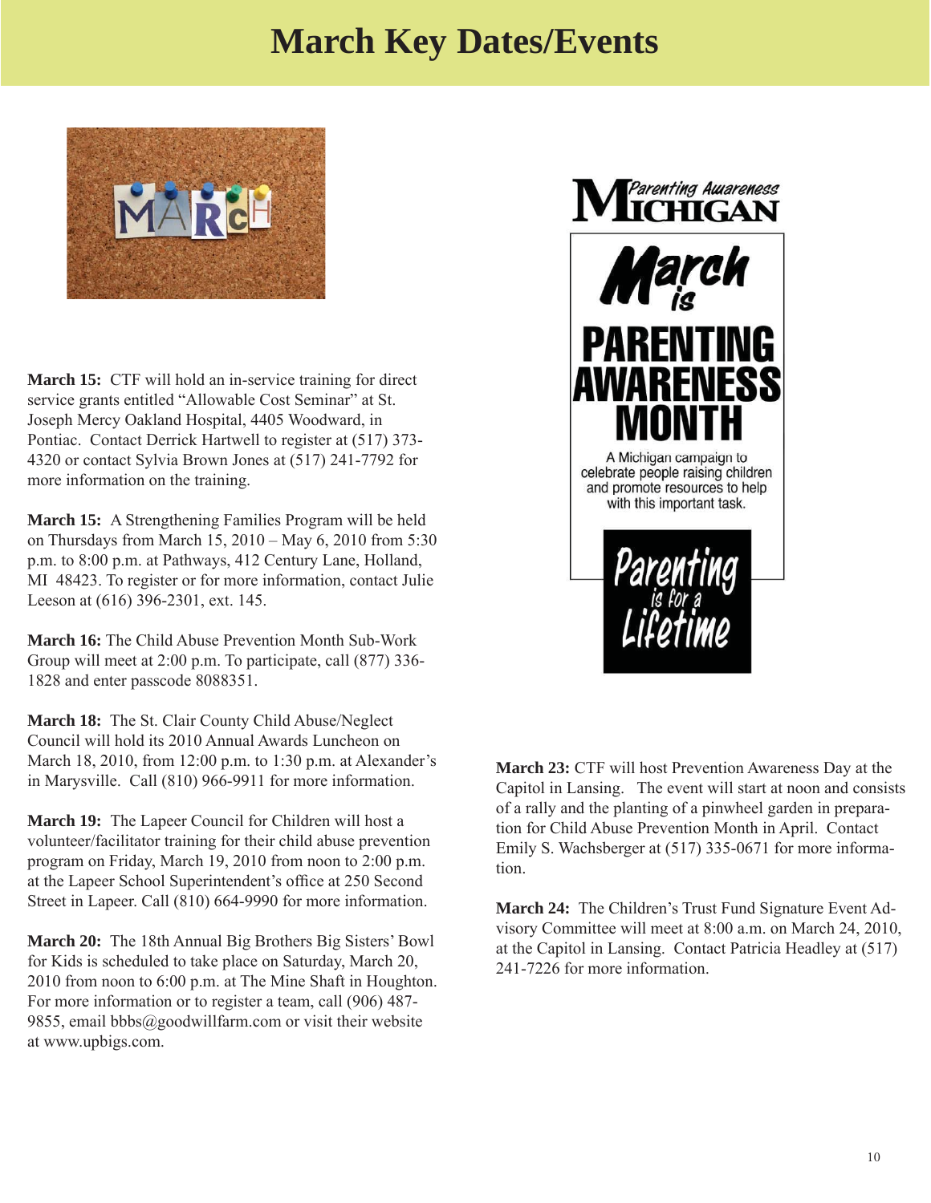# March Key Dates/Events

**March 15:** CTF will hold an in-service training for direct service grants entitled "Allowable Cost Seminar" at St. Joseph Mercy Oakland Hospital, 4405 Woodward, in Pontiac. Contact Derrick Hartwell to register at (517) 373-4320 or contact Sylvia Brown Jones at (517) 241-7792 for more information on the training.

**March 15:** A Strengthening Families Program will be held on Thursdays from March 15, 2010 – May 6, 2010 from 5:30 p.m. to 8:00 p.m. at Pathways, 412 Century Lane, Holland, MI 48423. To register or for more information, contact Julie Leeson at (616) 396-2301, ext. 145.

**March 16:** The Child Abuse Prevention Month Sub-Work Group will meet at 2:00 p.m. To participate, call (877) 336-1828 and enter passcode 8088351.

**March 18:** The St. Clair County Child Abuse/Neglect Council will hold its 2010 Annual Awards Luncheon on March 18, 2010, from 12:00 p.m. to 1:30 p.m. at Alexander's in Marysville. Call (810) 966-9911 for more information.

**March 19:** The Lapeer Council for Children will host a volunteer/facilitator training for their child abuse prevention program on Friday, March 19, 2010 from noon to 2:00 p.m. at the Lapeer School Superintendent's office at 250 Second Street in Lapeer. Call (810) 664-9990 for more information.

**March 20:** The 18th Annual Big Brothers Big Sisters' Bowl for Kids is scheduled to take place on Saturday, March 20, 2010 from noon to 6:00 p.m. at The Mine Shaft in Houghton. For more information or to register a team, call (906) 487-9855, email bbbs@goodwillfarm.com or visit their website at www.upbigs.com.

Parenting Awareness Michigan

March is PARENTING AWARENESS MONTH

A Michigan campaign to celebrate people raising children and promote resources to help with this important task.

Parenting is for a Lifetime

**March 23:** CTF will host Prevention Awareness Day at the Capitol in Lansing. The event will start at noon and consists of a rally and the planting of a pinwheel garden in preparation for Child Abuse Prevention Month in April. Contact Emily S. Wachsberger at (517) 335-0671 for more information.

**March 24:** The Children's Trust Fund Signature Event Advisory Committee will meet at 8:00 a.m. on March 24, 2010, at the Capitol in Lansing. Contact Patricia Headley at (517) 241-7226 for more information.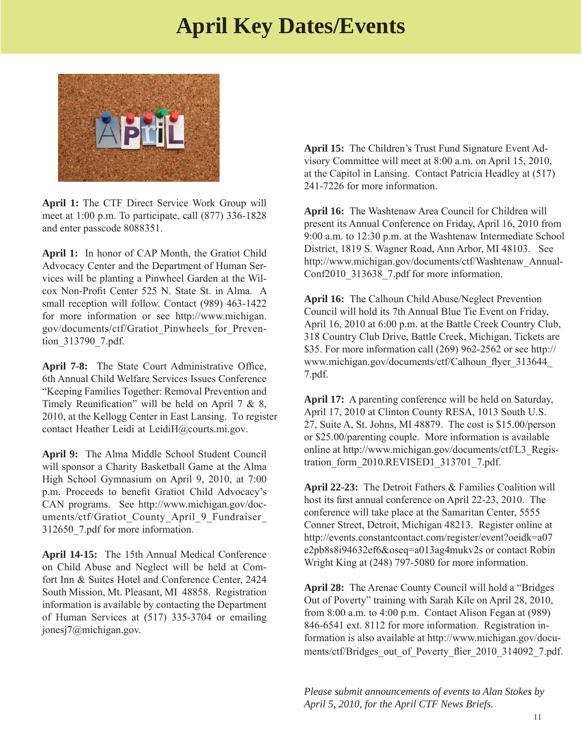# April Key Dates/Events

**April 1:** The CTF Direct Service Work Group will meet at 1:00 p.m. To participate, call (877) 336-1828 and enter passcode 8088351.

**April 1:** In honor of CAP Month, the Gratiot Child Advocacy Center and the Department of Human Services will be planting a Pinwheel Garden at the Wilcox Non-Profit Center 525 N. State St. in Alma. A small reception will follow. Contact (989) 463-1422 for more information or see http://www.michigan.gov/documents/ctf/Gratiot_Pinwheels_for_Prevention_313790_7.pdf.

**April 7-8:** The State Court Administrative Office, 6th Annual Child Welfare Services Issues Conference "Keeping Families Together: Removal Prevention and Timely Reunification" will be held on April 7 & 8, 2010, at the Kellogg Center in East Lansing. To register contact Heather Leidi at LeidiH@courts.mi.gov.

**April 9:** The Alma Middle School Student Council will sponsor a Charity Basketball Game at the Alma High School Gymnasium on April 9, 2010, at 7:00 p.m. Proceeds to benefit Gratiot Child Advocacy's CAN programs. See http://www.michigan.gov/documents/ctf/Gratiot_County_April_9_Fundraiser_312650_7.pdf for more information.

**April 14-15:** The 15th Annual Medical Conference on Child Abuse and Neglect will be held at Comfort Inn & Suites Hotel and Conference Center, 2424 South Mission, Mt. Pleasant, MI 48858. Registration information is available by contacting the Department of Human Services at (517) 335-3704 or emailing jonesj7@michigan.gov.

**April 15:** The Children's Trust Fund Signature Event Advisory Committee will meet at 8:00 a.m. on April 15, 2010, at the Capitol in Lansing. Contact Patricia Headley at (517) 241-7226 for more information.

**April 16:** The Washtenaw Area Council for Children will present its Annual Conference on Friday, April 16, 2010 from 9:00 a.m. to 12:30 p.m. at the Washtenaw Intermediate School District, 1819 S. Wagner Road, Ann Arbor, MI 48103. See http://www.michigan.gov/documents/ctf/Washtenaw_AnnualConf2010_313638_7.pdf for more information.

**April 16:** The Calhoun Child Abuse/Neglect Prevention Council will hold its 7th Annual Blue Tie Event on Friday, April 16, 2010 at 6:00 p.m. at the Battle Creek Country Club, 318 Country Club Drive, Battle Creek, Michigan. Tickets are $35. For more information call (269) 962-2562 or see http://www.michigan.gov/documents/ctf/Calhoun_flyer_313644_7.pdf.

**April 17:** A parenting conference will be held on Saturday, April 17, 2010 at Clinton County RESA, 1013 South U.S. 27, Suite A, St. Johns, MI 48879. The cost is $15.00/person or $25.00/parenting couple. More information is available online at http://www.michigan.gov/documents/ctf/L3_Registration_form_2010.REVISED1_313701_7.pdf.

**April 22-23:** The Detroit Fathers & Families Coalition will host its first annual conference on April 22-23, 2010. The conference will take place at the Samaritan Center, 5555 Conner Street, Detroit, Michigan 48213. Register online at http://events.constantcontact.com/register/event?oeidk=a07e2pb8s8i94632ef6&oseq=a013ag4mukv2s or contact Robin Wright King at (248) 797-5080 for more information.

**April 28:** The Arenac County Council will hold a "Bridges Out of Poverty" training with Sarah Kile on April 28, 2010, from 8:00 a.m. to 4:00 p.m. Contact Alison Fegan at (989) 846-6541 ext. 8112 for more information. Registration information is also available at http://www.michigan.gov/documents/ctf/Bridges_out_of_Poverty_flier_2010_314092_7.pdf.

*Please submit announcements of events to Alan Stokes by April 5, 2010, for the April CTF News Briefs.*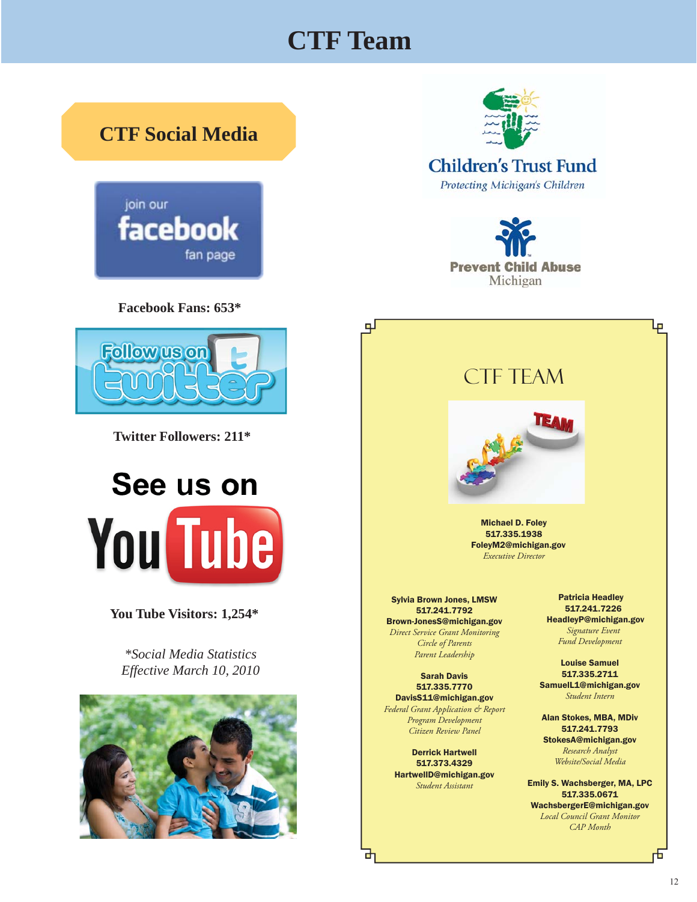# CTF Team

## CTF Social Media

join our facebook fan page

**Facebook Fans: 653***

Follow us on twitter

**Twitter Followers: 211***

See us on YouTube

**You Tube Visitors: 1,254***

*\*Social Media Statistics Effective March 10, 2010*

Children's Trust Fund
*Protecting Michigan's Children*

Prevent Child Abuse Michigan

## CTF TEAM

**Michael D. Foley**
**517.335.1938**
**FoleyM2@michigan.gov**
*Executive Director*

**Sylvia Brown Jones, LMSW**
**517.241.7792**
**Brown-JonesS@michigan.gov**
*Direct Service Grant Monitoring*
*Circle of Parents*
*Parent Leadership*

**Sarah Davis**
**517.335.7770**
**DavisS11@michigan.gov**
*Federal Grant Application & Report*
*Program Development*
*Citizen Review Panel*

**Derrick Hartwell**
**517.373.4329**
**HartwellD@michigan.gov**
*Student Assistant*

**Patricia Headley**
**517.241.7226**
**HeadleyP@michigan.gov**
*Signature Event*
*Fund Development*

**Louise Samuel**
**517.335.2711**
**SamuelL1@michigan.gov**
*Student Intern*

**Alan Stokes, MBA, MDiv**
**517.241.7793**
**StokesA@michigan.gov**
*Research Analyst*
*Website/Social Media*

**Emily S. Wachsberger, MA, LPC**
**517.335.0671**
**WachsbergerE@michigan.gov**
*Local Council Grant Monitor*
*CAP Month*